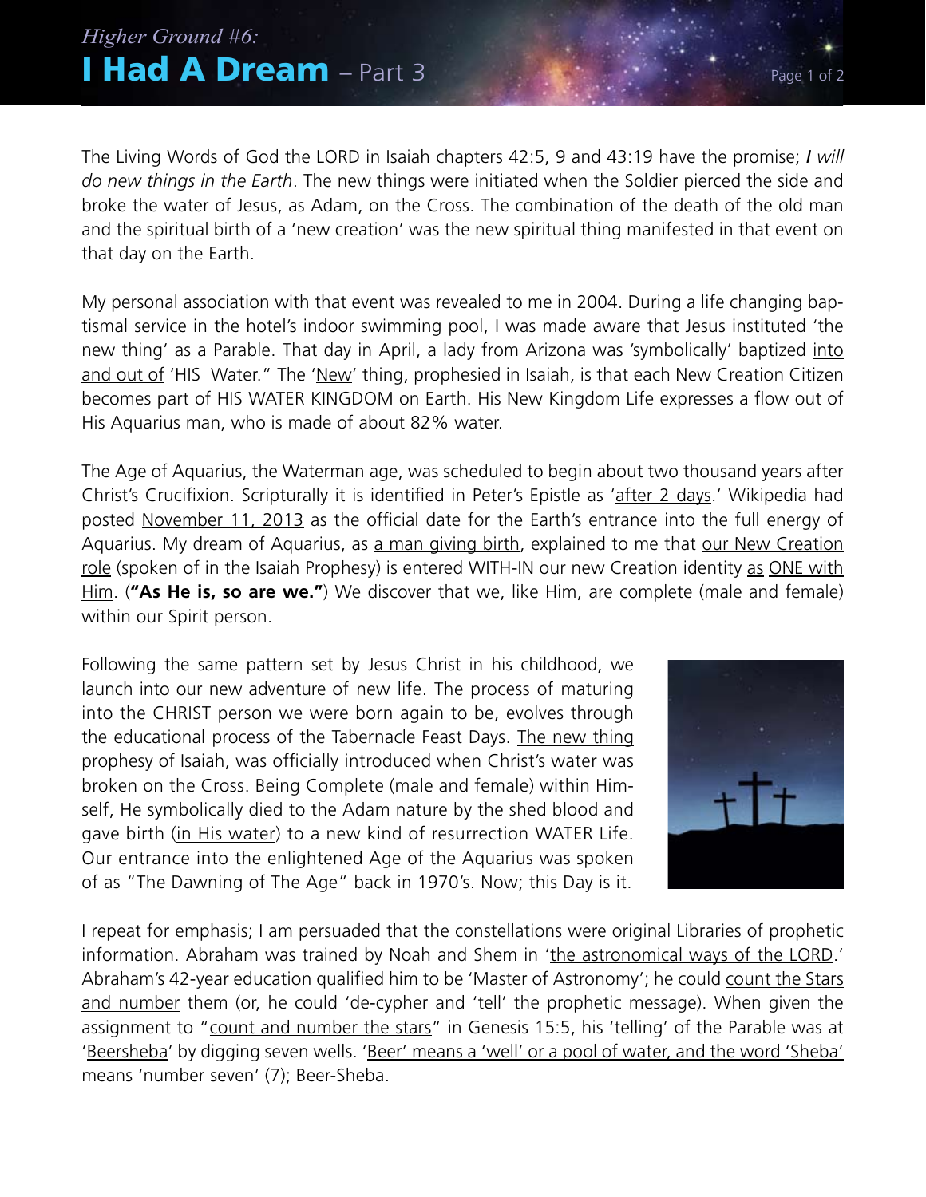*Higher Ground #6:*

# I Had A Dream – Part 3

The Living Words of God the LORD in Isaiah chapters 42:5, 9 and 43:19 have the promise; ***I** will do new things in the Earth*. The new things were initiated when the Soldier pierced the side and broke the water of Jesus, as Adam, on the Cross. The combination of the death of the old man and the spiritual birth of a 'new creation' was the new spiritual thing manifested in that event on that day on the Earth.

My personal association with that event was revealed to me in 2004. During a life changing baptismal service in the hotel's indoor swimming pool, I was made aware that Jesus instituted 'the new thing' as a Parable. That day in April, a lady from Arizona was 'symbolically' baptized <u>into and out of</u> 'HIS Water." The '<u>New</u>' thing, prophesied in Isaiah, is that each New Creation Citizen becomes part of HIS WATER KINGDOM on Earth. His New Kingdom Life expresses a flow out of His Aquarius man, who is made of about 82% water.

The Age of Aquarius, the Waterman age, was scheduled to begin about two thousand years after Christ's Crucifixion. Scripturally it is identified in Peter's Epistle as '<u>after 2 days</u>.' Wikipedia had posted <u>November 11, 2013</u> as the official date for the Earth's entrance into the full energy of Aquarius. My dream of Aquarius, as <u>a man giving birth</u>, explained to me that <u>our New Creation role</u> (spoken of in the Isaiah Prophesy) is entered WITH-IN our new Creation identity <u>as</u> <u>ONE with Him</u>. (**"As He is, so are we."**) We discover that we, like Him, are complete (male and female) within our Spirit person.

Following the same pattern set by Jesus Christ in his childhood, we launch into our new adventure of new life. The process of maturing into the CHRIST person we were born again to be, evolves through the educational process of the Tabernacle Feast Days. <u>The new thing</u> prophesy of Isaiah, was officially introduced when Christ's water was broken on the Cross. Being Complete (male and female) within Himself, He symbolically died to the Adam nature by the shed blood and gave birth (<u>in His water</u>) to a new kind of resurrection WATER Life. Our entrance into the enlightened Age of the Aquarius was spoken of as "The Dawning of The Age" back in 1970's. Now; this Day is it.

I repeat for emphasis; I am persuaded that the constellations were original Libraries of prophetic information. Abraham was trained by Noah and Shem in '<u>the astronomical ways of the LORD</u>.' Abraham's 42-year education qualified him to be 'Master of Astronomy'; he could <u>count the Stars and number</u> them (or, he could 'de-cypher and 'tell' the prophetic message). When given the assignment to "<u>count and number the stars</u>" in Genesis 15:5, his 'telling' of the Parable was at '<u>Beersheba</u>' by digging seven wells. '<u>Beer' means a 'well' or a pool of water, and the word 'Sheba' means 'number seven</u>' (7); Beer-Sheba.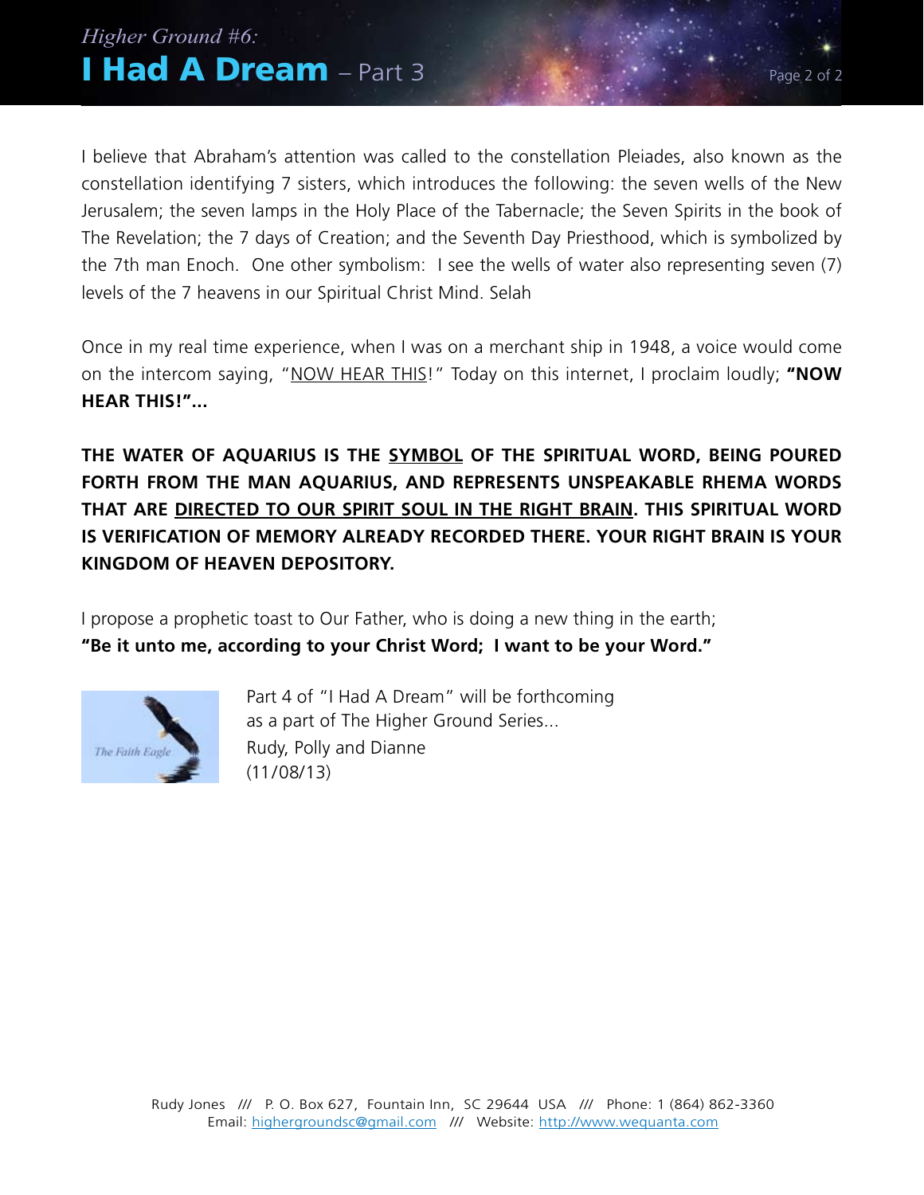I believe that Abraham's attention was called to the constellation Pleiades, also known as the constellation identifying 7 sisters, which introduces the following: the seven wells of the New Jerusalem; the seven lamps in the Holy Place of the Tabernacle; the Seven Spirits in the book of The Revelation; the 7 days of Creation; and the Seventh Day Priesthood, which is symbolized by the 7th man Enoch. One other symbolism: I see the wells of water also representing seven (7) levels of the 7 heavens in our Spiritual Christ Mind. Selah

Once in my real time experience, when I was on a merchant ship in 1948, a voice would come on the intercom saying, "<u>NOW HEAR THIS</u>!" Today on this internet, I proclaim loudly; **"NOW HEAR THIS!"...**

**THE WATER OF AQUARIUS IS THE <u>SYMBOL</u> OF THE SPIRITUAL WORD, BEING POURED FORTH FROM THE MAN AQUARIUS, AND REPRESENTS UNSPEAKABLE RHEMA WORDS THAT ARE <u>DIRECTED TO OUR SPIRIT SOUL IN THE RIGHT BRAIN</u>. THIS SPIRITUAL WORD IS VERIFICATION OF MEMORY ALREADY RECORDED THERE. YOUR RIGHT BRAIN IS YOUR KINGDOM OF HEAVEN DEPOSITORY.**

I propose a prophetic toast to Our Father, who is doing a new thing in the earth;
**"Be it unto me, according to your Christ Word; I want to be your Word."**

The Faith Eagle

Part 4 of "I Had A Dream" will be forthcoming as a part of The Higher Ground Series...
Rudy, Polly and Dianne
(11/08/13)

Rudy Jones /// P. O. Box 627, Fountain Inn, SC 29644 USA /// Phone: 1 (864) 862-3360
Email: higherground​sc@gmail.com /// Website: http://www.wequanta.com